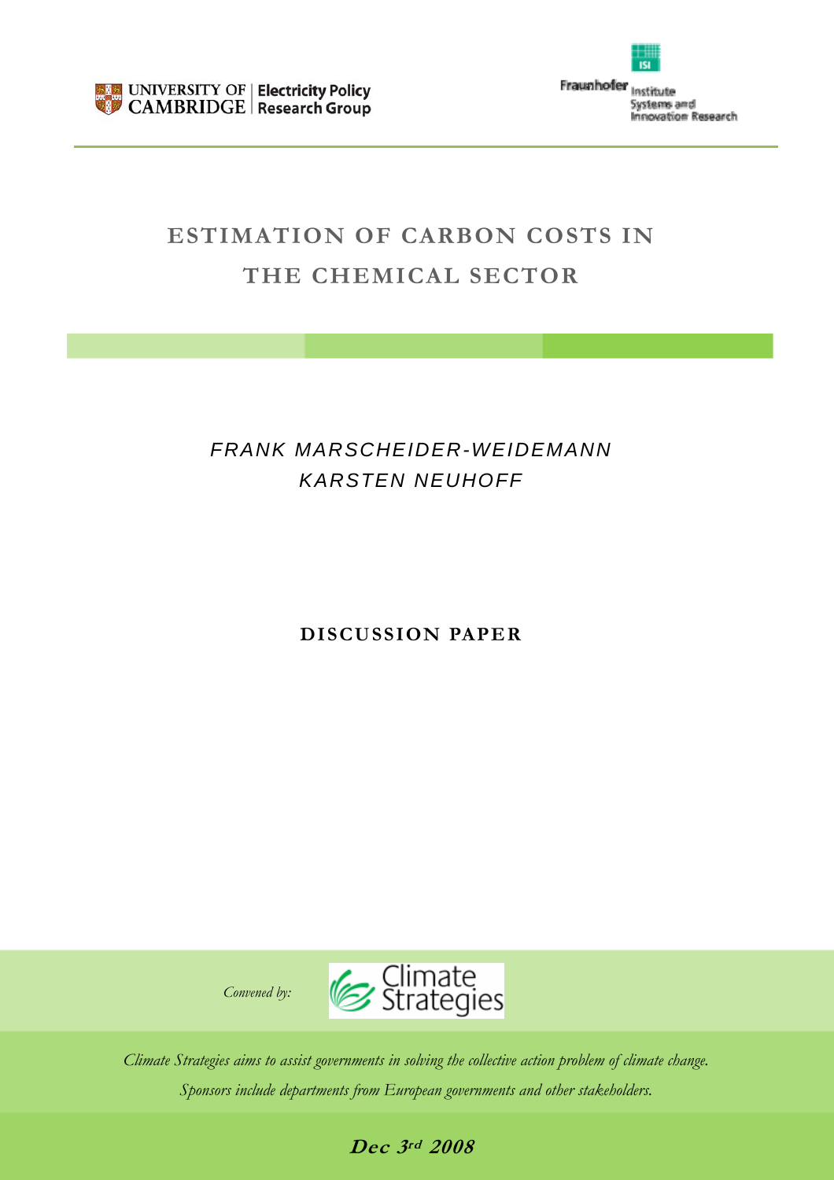UNIVERSITY OF CAMBRIDGE | Electricity Policy Research Group

Fraunhofer Institute Systems and Innovation Research

# ESTIMATION OF CARBON COSTS IN THE CHEMICAL SECTOR

*FRANK MARSCHEIDER-WEIDEMANN*
*KARSTEN NEUHOFF*

**DISCUSSION PAPER**

*Convened by:* Climate Strategies

*Climate Strategies aims to assist governments in solving the collective action problem of climate change. Sponsors include departments from European governments and other stakeholders.*

**Dec 3rd 2008**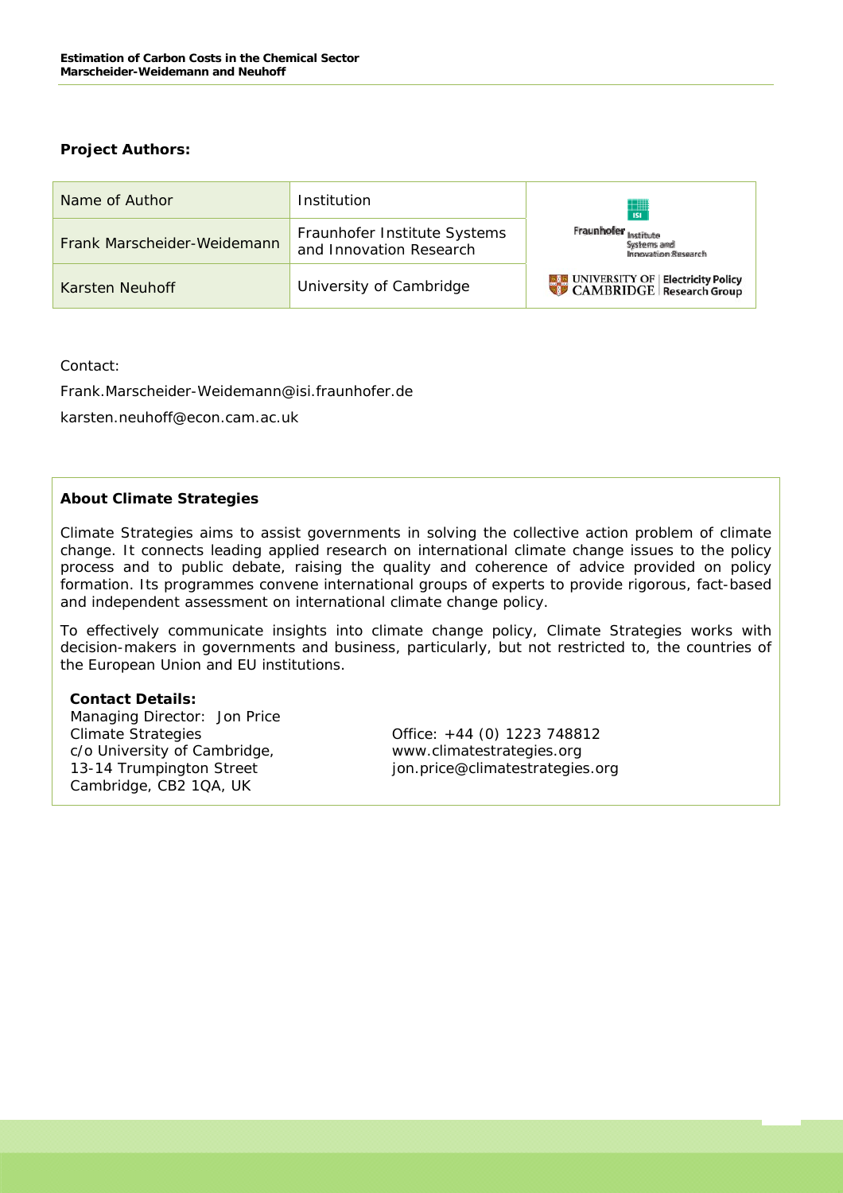**Project Authors:**

| Name of Author | Institution |  |
| --- | --- | --- |
| Frank Marscheider-Weidemann | Fraunhofer Institute Systems and Innovation Research | Fraunhofer Institute Systems and Innovation Research |
| Karsten Neuhoff | University of Cambridge | University of Cambridge Electricity Policy Research Group |

Contact:

Frank.Marscheider-Weidemann@isi.fraunhofer.de

karsten.neuhoff@econ.cam.ac.uk

**About Climate Strategies**

Climate Strategies aims to assist governments in solving the collective action problem of climate change. It connects leading applied research on international climate change issues to the policy process and to public debate, raising the quality and coherence of advice provided on policy formation. Its programmes convene international groups of experts to provide rigorous, fact-based and independent assessment on international climate change policy.

To effectively communicate insights into climate change policy, Climate Strategies works with decision-makers in governments and business, particularly, but not restricted to, the countries of the European Union and EU institutions.

**Contact Details:**

Managing Director: Jon Price
Climate Strategies
c/o University of Cambridge,
13-14 Trumpington Street
Cambridge, CB2 1QA, UK

Office: +44 (0) 1223 748812
www.climatestrategies.org
jon.price@climatestrategies.org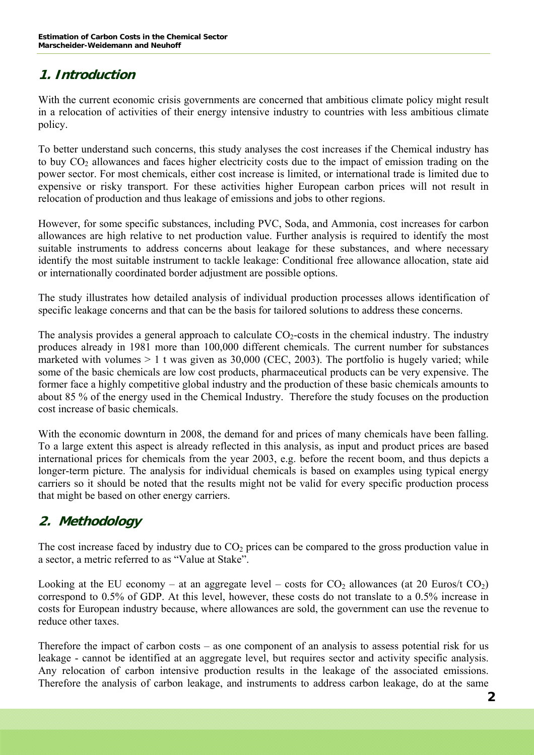## 1. Introduction

With the current economic crisis governments are concerned that ambitious climate policy might result in a relocation of activities of their energy intensive industry to countries with less ambitious climate policy.

To better understand such concerns, this study analyses the cost increases if the Chemical industry has to buy $CO_2$ allowances and faces higher electricity costs due to the impact of emission trading on the power sector. For most chemicals, either cost increase is limited, or international trade is limited due to expensive or risky transport. For these activities higher European carbon prices will not result in relocation of production and thus leakage of emissions and jobs to other regions.

However, for some specific substances, including PVC, Soda, and Ammonia, cost increases for carbon allowances are high relative to net production value. Further analysis is required to identify the most suitable instruments to address concerns about leakage for these substances, and where necessary identify the most suitable instrument to tackle leakage: Conditional free allowance allocation, state aid or internationally coordinated border adjustment are possible options.

The study illustrates how detailed analysis of individual production processes allows identification of specific leakage concerns and that can be the basis for tailored solutions to address these concerns.

The analysis provides a general approach to calculate $CO_2$-costs in the chemical industry. The industry produces already in 1981 more than 100,000 different chemicals. The current number for substances marketed with volumes > 1 t was given as 30,000 (CEC, 2003). The portfolio is hugely varied; while some of the basic chemicals are low cost products, pharmaceutical products can be very expensive. The former face a highly competitive global industry and the production of these basic chemicals amounts to about 85 % of the energy used in the Chemical Industry. Therefore the study focuses on the production cost increase of basic chemicals.

With the economic downturn in 2008, the demand for and prices of many chemicals have been falling. To a large extent this aspect is already reflected in this analysis, as input and product prices are based international prices for chemicals from the year 2003, e.g. before the recent boom, and thus depicts a longer-term picture. The analysis for individual chemicals is based on examples using typical energy carriers so it should be noted that the results might not be valid for every specific production process that might be based on other energy carriers.

## 2. Methodology

The cost increase faced by industry due to $CO_2$ prices can be compared to the gross production value in a sector, a metric referred to as "Value at Stake".

Looking at the EU economy – at an aggregate level – costs for $CO_2$ allowances (at 20 Euros/t $CO_2$) correspond to 0.5% of GDP. At this level, however, these costs do not translate to a 0.5% increase in costs for European industry because, where allowances are sold, the government can use the revenue to reduce other taxes.

Therefore the impact of carbon costs – as one component of an analysis to assess potential risk for us leakage - cannot be identified at an aggregate level, but requires sector and activity specific analysis. Any relocation of carbon intensive production results in the leakage of the associated emissions. Therefore the analysis of carbon leakage, and instruments to address carbon leakage, do at the same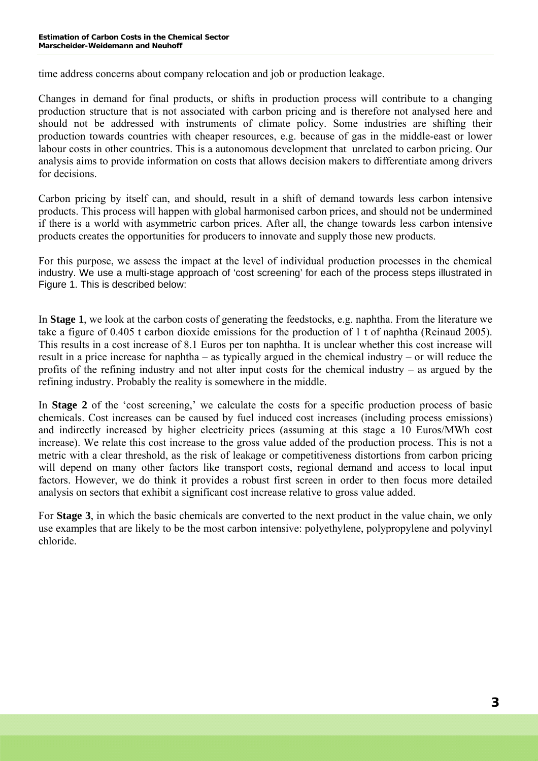time address concerns about company relocation and job or production leakage.

Changes in demand for final products, or shifts in production process will contribute to a changing production structure that is not associated with carbon pricing and is therefore not analysed here and should not be addressed with instruments of climate policy. Some industries are shifting their production towards countries with cheaper resources, e.g. because of gas in the middle-east or lower labour costs in other countries. This is a autonomous development that unrelated to carbon pricing. Our analysis aims to provide information on costs that allows decision makers to differentiate among drivers for decisions.

Carbon pricing by itself can, and should, result in a shift of demand towards less carbon intensive products. This process will happen with global harmonised carbon prices, and should not be undermined if there is a world with asymmetric carbon prices. After all, the change towards less carbon intensive products creates the opportunities for producers to innovate and supply those new products.

For this purpose, we assess the impact at the level of individual production processes in the chemical industry. We use a multi-stage approach of 'cost screening' for each of the process steps illustrated in Figure 1. This is described below:

In **Stage 1**, we look at the carbon costs of generating the feedstocks, e.g. naphtha. From the literature we take a figure of 0.405 t carbon dioxide emissions for the production of 1 t of naphtha (Reinaud 2005). This results in a cost increase of 8.1 Euros per ton naphtha. It is unclear whether this cost increase will result in a price increase for naphtha – as typically argued in the chemical industry – or will reduce the profits of the refining industry and not alter input costs for the chemical industry – as argued by the refining industry. Probably the reality is somewhere in the middle.

In **Stage 2** of the 'cost screening,' we calculate the costs for a specific production process of basic chemicals. Cost increases can be caused by fuel induced cost increases (including process emissions) and indirectly increased by higher electricity prices (assuming at this stage a 10 Euros/MWh cost increase). We relate this cost increase to the gross value added of the production process. This is not a metric with a clear threshold, as the risk of leakage or competitiveness distortions from carbon pricing will depend on many other factors like transport costs, regional demand and access to local input factors. However, we do think it provides a robust first screen in order to then focus more detailed analysis on sectors that exhibit a significant cost increase relative to gross value added.

For **Stage 3**, in which the basic chemicals are converted to the next product in the value chain, we only use examples that are likely to be the most carbon intensive: polyethylene, polypropylene and polyvinyl chloride.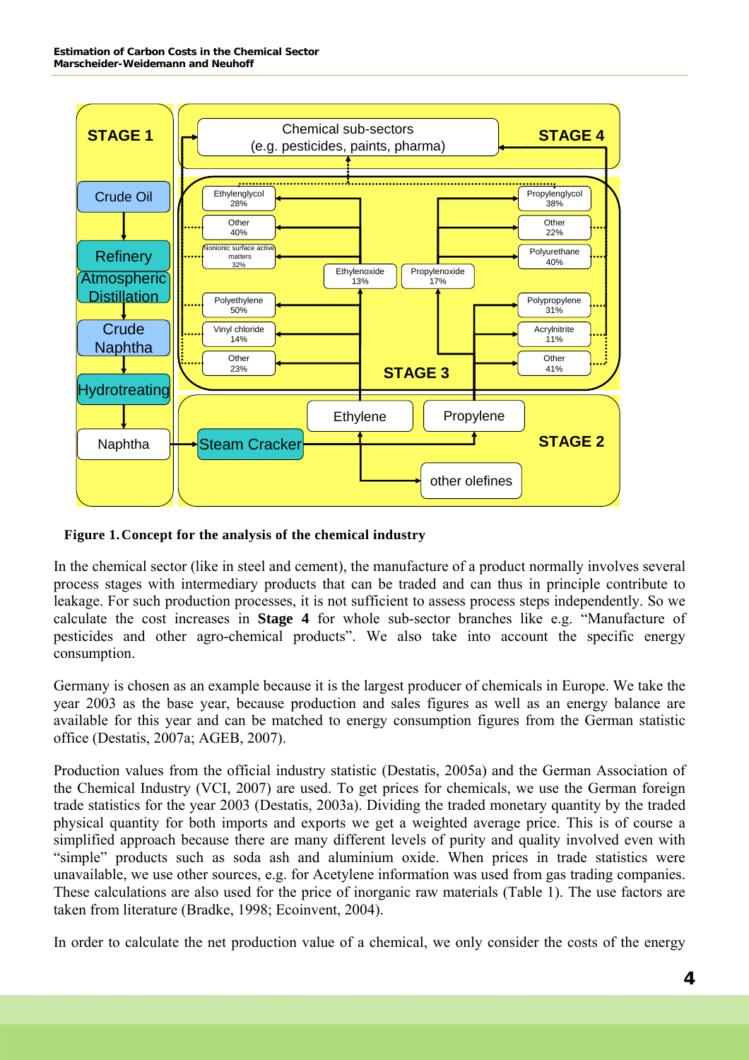**Figure 1. Concept for the analysis of the chemical industry**

In the chemical sector (like in steel and cement), the manufacture of a product normally involves several process stages with intermediary products that can be traded and can thus in principle contribute to leakage. For such production processes, it is not sufficient to assess process steps independently. So we calculate the cost increases in **Stage 4** for whole sub-sector branches like e.g. "Manufacture of pesticides and other agro-chemical products". We also take into account the specific energy consumption.

Germany is chosen as an example because it is the largest producer of chemicals in Europe. We take the year 2003 as the base year, because production and sales figures as well as an energy balance are available for this year and can be matched to energy consumption figures from the German statistic office (Destatis, 2007a; AGEB, 2007).

Production values from the official industry statistic (Destatis, 2005a) and the German Association of the Chemical Industry (VCI, 2007) are used. To get prices for chemicals, we use the German foreign trade statistics for the year 2003 (Destatis, 2003a). Dividing the traded monetary quantity by the traded physical quantity for both imports and exports we get a weighted average price. This is of course a simplified approach because there are many different levels of purity and quality involved even with "simple" products such as soda ash and aluminium oxide. When prices in trade statistics were unavailable, we use other sources, e.g. for Acetylene information was used from gas trading companies. These calculations are also used for the price of inorganic raw materials (Table 1). The use factors are taken from literature (Bradke, 1998; Ecoinvent, 2004).

In order to calculate the net production value of a chemical, we only consider the costs of the energy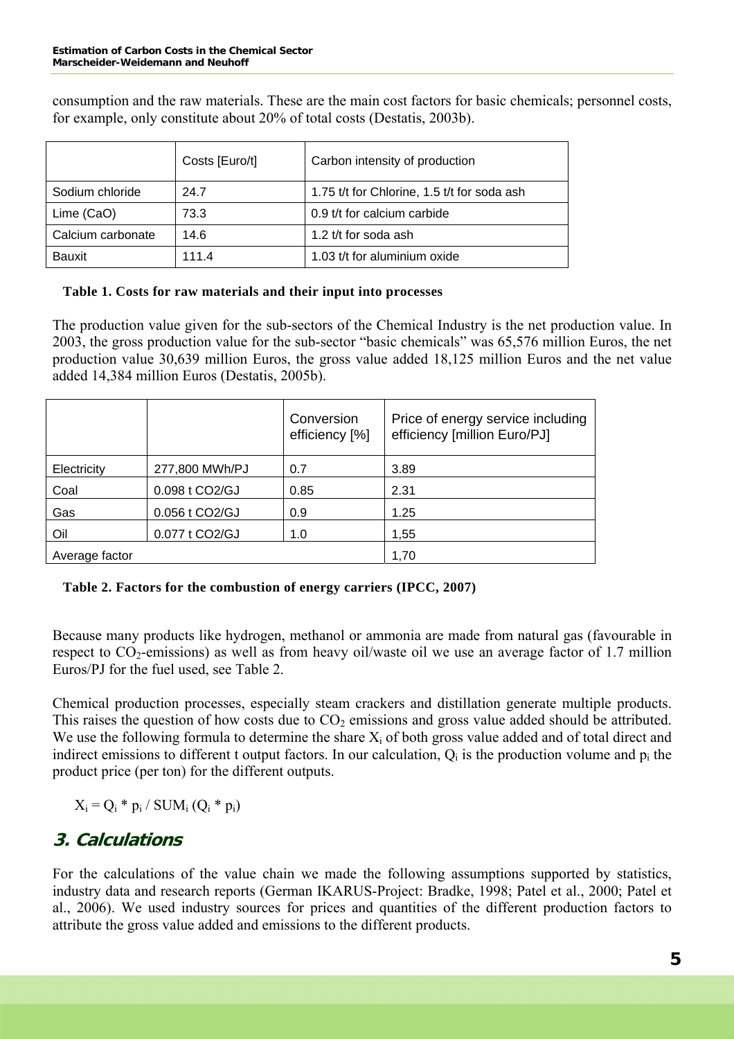consumption and the raw materials. These are the main cost factors for basic chemicals; personnel costs, for example, only constitute about 20% of total costs (Destatis, 2003b).

| | Costs [Euro/t] | Carbon intensity of production |
|---|---|---|
| Sodium chloride | 24.7 | 1.75 t/t for Chlorine, 1.5 t/t for soda ash |
| Lime (CaO) | 73.3 | 0.9 t/t for calcium carbide |
| Calcium carbonate | 14.6 | 1.2 t/t for soda ash |
| Bauxit | 111.4 | 1.03 t/t for aluminium oxide |

**Table 1. Costs for raw materials and their input into processes**

The production value given for the sub-sectors of the Chemical Industry is the net production value. In 2003, the gross production value for the sub-sector "basic chemicals" was 65,576 million Euros, the net production value 30,639 million Euros, the gross value added 18,125 million Euros and the net value added 14,384 million Euros (Destatis, 2005b).

| | | Conversion efficiency [%] | Price of energy service including efficiency [million Euro/PJ] |
|---|---|---|---|
| Electricity | 277,800 MWh/PJ | 0.7 | 3.89 |
| Coal | 0.098 t CO2/GJ | 0.85 | 2.31 |
| Gas | 0.056 t CO2/GJ | 0.9 | 1.25 |
| Oil | 0.077 t CO2/GJ | 1.0 | 1,55 |
| Average factor | | | 1,70 |

**Table 2. Factors for the combustion of energy carriers (IPCC, 2007)**

Because many products like hydrogen, methanol or ammonia are made from natural gas (favourable in respect to $CO_2$-emissions) as well as from heavy oil/waste oil we use an average factor of 1.7 million Euros/PJ for the fuel used, see Table 2.

Chemical production processes, especially steam crackers and distillation generate multiple products. This raises the question of how costs due to $CO_2$ emissions and gross value added should be attributed. We use the following formula to determine the share $X_i$ of both gross value added and of total direct and indirect emissions to different t output factors. In our calculation, $Q_i$ is the production volume and $p_i$ the product price (per ton) for the different outputs.

$$X_i = Q_i * p_i / SUM_i (Q_i * p_i)$$

## 3. Calculations

For the calculations of the value chain we made the following assumptions supported by statistics, industry data and research reports (German IKARUS-Project: Bradke, 1998; Patel et al., 2000; Patel et al., 2006). We used industry sources for prices and quantities of the different production factors to attribute the gross value added and emissions to the different products.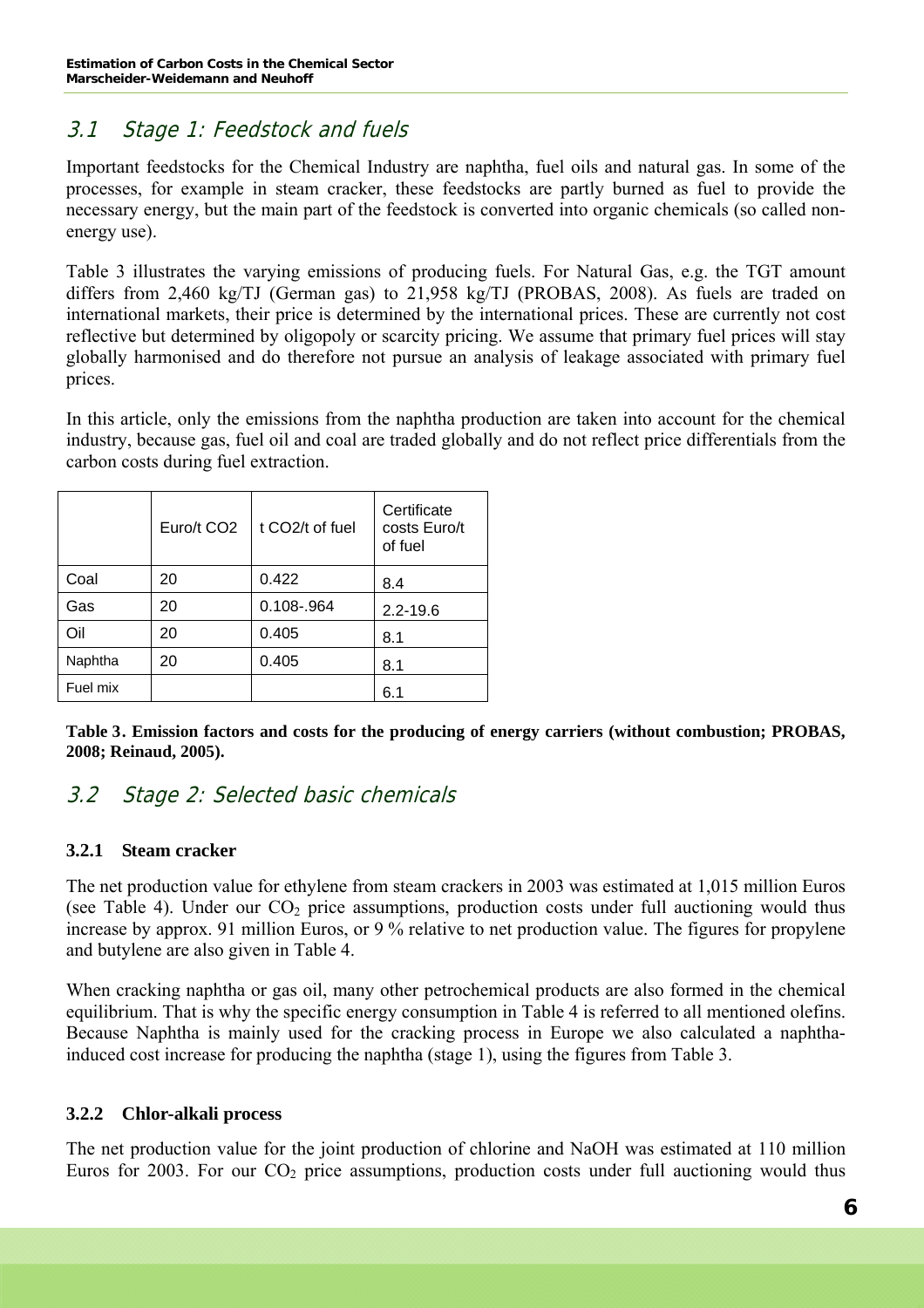## 3.1 Stage 1: Feedstock and fuels

Important feedstocks for the Chemical Industry are naphtha, fuel oils and natural gas. In some of the processes, for example in steam cracker, these feedstocks are partly burned as fuel to provide the necessary energy, but the main part of the feedstock is converted into organic chemicals (so called non-energy use).

Table 3 illustrates the varying emissions of producing fuels. For Natural Gas, e.g. the TGT amount differs from 2,460 kg/TJ (German gas) to 21,958 kg/TJ (PROBAS, 2008). As fuels are traded on international markets, their price is determined by the international prices. These are currently not cost reflective but determined by oligopoly or scarcity pricing. We assume that primary fuel prices will stay globally harmonised and do therefore not pursue an analysis of leakage associated with primary fuel prices.

In this article, only the emissions from the naphtha production are taken into account for the chemical industry, because gas, fuel oil and coal are traded globally and do not reflect price differentials from the carbon costs during fuel extraction.

| | Euro/t CO2 | t CO2/t of fuel | Certificate costs Euro/t of fuel |
|---|---|---|---|
| Coal | 20 | 0.422 | 8.4 |
| Gas | 20 | 0.108-.964 | 2.2-19.6 |
| Oil | 20 | 0.405 | 8.1 |
| Naphtha | 20 | 0.405 | 8.1 |
| Fuel mix | | | 6.1 |

**Table 3. Emission factors and costs for the producing of energy carriers (without combustion; PROBAS, 2008; Reinaud, 2005).**

## 3.2 Stage 2: Selected basic chemicals

### 3.2.1 Steam cracker

The net production value for ethylene from steam crackers in 2003 was estimated at 1,015 million Euros (see Table 4). Under our $CO_2$ price assumptions, production costs under full auctioning would thus increase by approx. 91 million Euros, or 9 % relative to net production value. The figures for propylene and butylene are also given in Table 4.

When cracking naphtha or gas oil, many other petrochemical products are also formed in the chemical equilibrium. That is why the specific energy consumption in Table 4 is referred to all mentioned olefins. Because Naphtha is mainly used for the cracking process in Europe we also calculated a naphtha-induced cost increase for producing the naphtha (stage 1), using the figures from Table 3.

### 3.2.2 Chlor-alkali process

The net production value for the joint production of chlorine and NaOH was estimated at 110 million Euros for 2003. For our $CO_2$ price assumptions, production costs under full auctioning would thus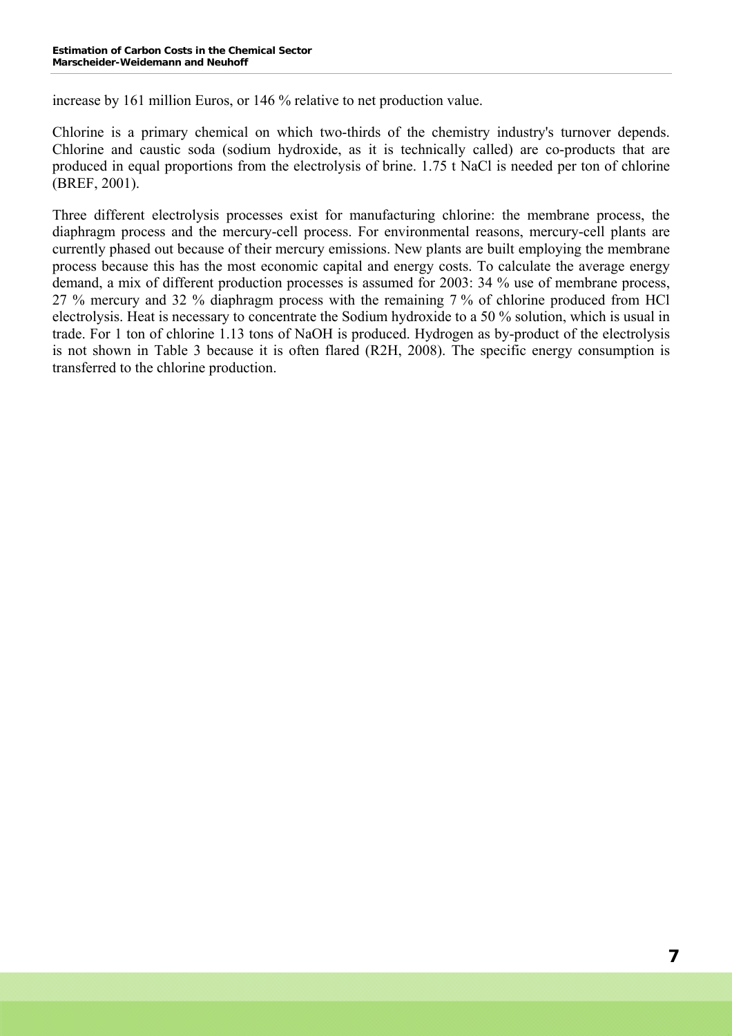increase by 161 million Euros, or 146 % relative to net production value.

Chlorine is a primary chemical on which two-thirds of the chemistry industry's turnover depends. Chlorine and caustic soda (sodium hydroxide, as it is technically called) are co-products that are produced in equal proportions from the electrolysis of brine. 1.75 t NaCl is needed per ton of chlorine (BREF, 2001).

Three different electrolysis processes exist for manufacturing chlorine: the membrane process, the diaphragm process and the mercury-cell process. For environmental reasons, mercury-cell plants are currently phased out because of their mercury emissions. New plants are built employing the membrane process because this has the most economic capital and energy costs. To calculate the average energy demand, a mix of different production processes is assumed for 2003: 34 % use of membrane process, 27 % mercury and 32 % diaphragm process with the remaining 7 % of chlorine produced from HCl electrolysis. Heat is necessary to concentrate the Sodium hydroxide to a 50 % solution, which is usual in trade. For 1 ton of chlorine 1.13 tons of NaOH is produced. Hydrogen as by-product of the electrolysis is not shown in Table 3 because it is often flared (R2H, 2008). The specific energy consumption is transferred to the chlorine production.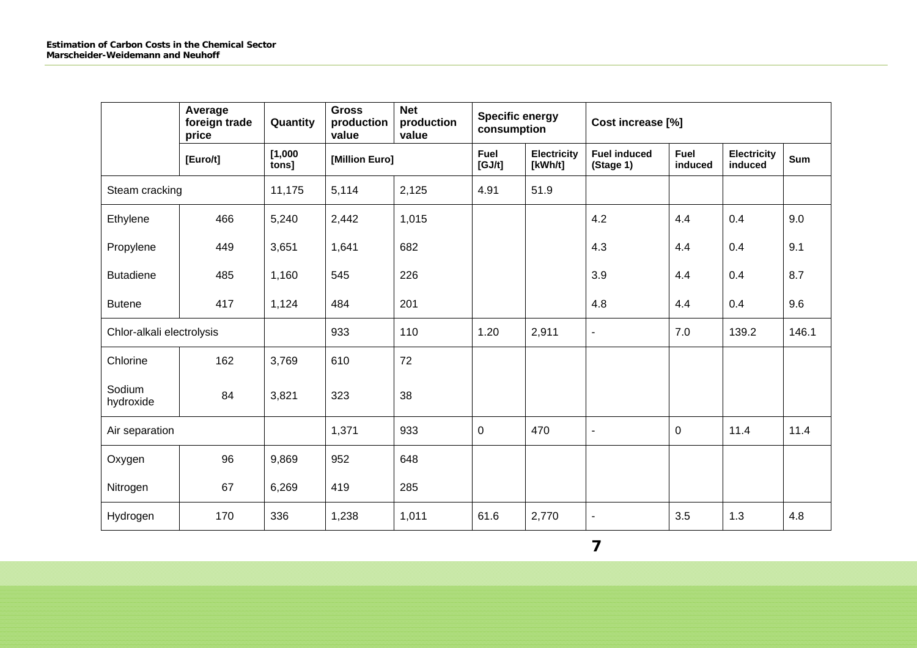| | Average foreign trade price | Quantity | Gross production value | Net production value | Specific energy consumption | | Cost increase [%] | | | |
|---|---|---|---|---|---|---|---|---|---|---|
| | [Euro/t] | [1,000 tons] | [Million Euro] | | Fuel [GJ/t] | Electricity [kWh/t] | Fuel induced (Stage 1) | Fuel induced | Electricity induced | Sum |
| Steam cracking | | 11,175 | 5,114 | 2,125 | 4.91 | 51.9 | | | | |
| Ethylene | 466 | 5,240 | 2,442 | 1,015 | | | 4.2 | 4.4 | 0.4 | 9.0 |
| Propylene | 449 | 3,651 | 1,641 | 682 | | | 4.3 | 4.4 | 0.4 | 9.1 |
| Butadiene | 485 | 1,160 | 545 | 226 | | | 3.9 | 4.4 | 0.4 | 8.7 |
| Butene | 417 | 1,124 | 484 | 201 | | | 4.8 | 4.4 | 0.4 | 9.6 |
| Chlor-alkali electrolysis | | | 933 | 110 | 1.20 | 2,911 | - | 7.0 | 139.2 | 146.1 |
| Chlorine | 162 | 3,769 | 610 | 72 | | | | | | |
| Sodium hydroxide | 84 | 3,821 | 323 | 38 | | | | | | |
| Air separation | | | 1,371 | 933 | 0 | 470 | - | 0 | 11.4 | 11.4 |
| Oxygen | 96 | 9,869 | 952 | 648 | | | | | | |
| Nitrogen | 67 | 6,269 | 419 | 285 | | | | | | |
| Hydrogen | 170 | 336 | 1,238 | 1,011 | 61.6 | 2,770 | - | 3.5 | 1.3 | 4.8 |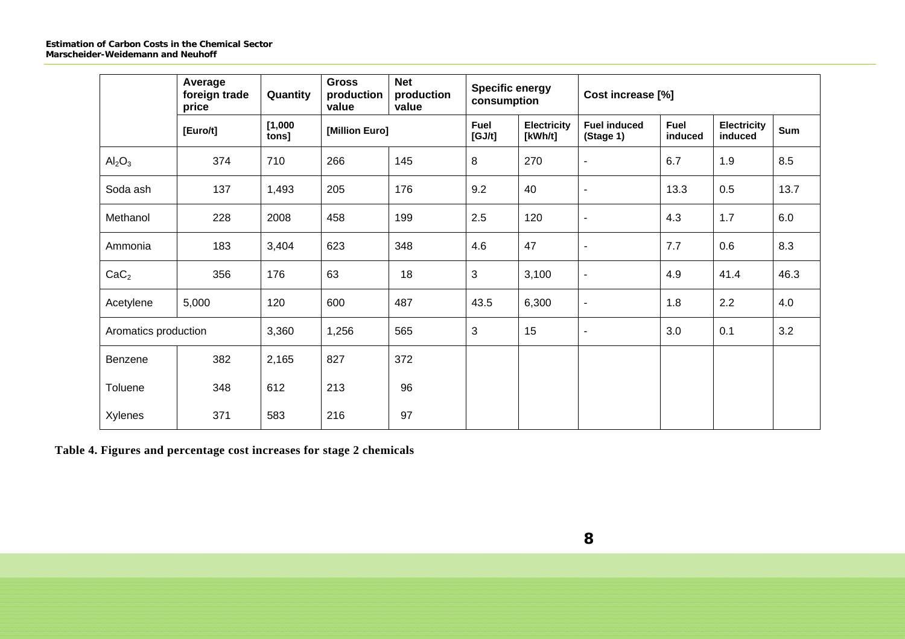| | Average foreign trade price | Quantity | Gross production value | Net production value | Specific energy consumption | | Cost increase [%] | | | |
|---|---|---|---|---|---|---|---|---|---|---|
| | [Euro/t] | [1,000 tons] | [Million Euro] | | Fuel [GJ/t] | Electricity [kWh/t] | Fuel induced (Stage 1) | Fuel induced | Electricity induced | Sum |
| $Al_2O_3$ | 374 | 710 | 266 | 145 | 8 | 270 | - | 6.7 | 1.9 | 8.5 |
| Soda ash | 137 | 1,493 | 205 | 176 | 9.2 | 40 | - | 13.3 | 0.5 | 13.7 |
| Methanol | 228 | 2008 | 458 | 199 | 2.5 | 120 | - | 4.3 | 1.7 | 6.0 |
| Ammonia | 183 | 3,404 | 623 | 348 | 4.6 | 47 | - | 7.7 | 0.6 | 8.3 |
| $CaC_2$ | 356 | 176 | 63 | 18 | 3 | 3,100 | - | 4.9 | 41.4 | 46.3 |
| Acetylene | 5,000 | 120 | 600 | 487 | 43.5 | 6,300 | - | 1.8 | 2.2 | 4.0 |
| Aromatics production | | 3,360 | 1,256 | 565 | 3 | 15 | - | 3.0 | 0.1 | 3.2 |
| Benzene | 382 | 2,165 | 827 | 372 | | | | | | |
| Toluene | 348 | 612 | 213 | 96 | | | | | | |
| Xylenes | 371 | 583 | 216 | 97 | | | | | | |

**Table 4. Figures and percentage cost increases for stage 2 chemicals**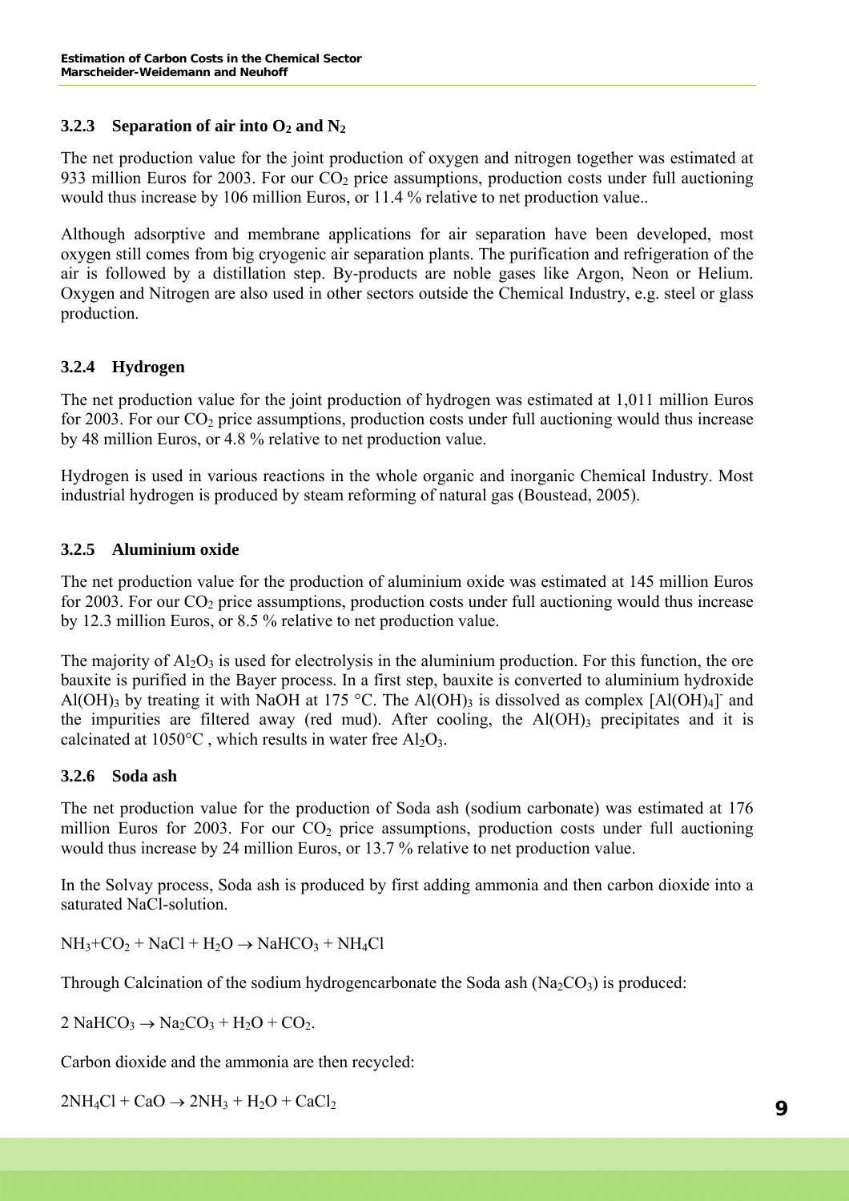### 3.2.3 Separation of air into $O_2$ and $N_2$

The net production value for the joint production of oxygen and nitrogen together was estimated at 933 million Euros for 2003. For our $CO_2$ price assumptions, production costs under full auctioning would thus increase by 106 million Euros, or 11.4 % relative to net production value..

Although adsorptive and membrane applications for air separation have been developed, most oxygen still comes from big cryogenic air separation plants. The purification and refrigeration of the air is followed by a distillation step. By-products are noble gases like Argon, Neon or Helium. Oxygen and Nitrogen are also used in other sectors outside the Chemical Industry, e.g. steel or glass production.

### 3.2.4 Hydrogen

The net production value for the joint production of hydrogen was estimated at 1,011 million Euros for 2003. For our $CO_2$ price assumptions, production costs under full auctioning would thus increase by 48 million Euros, or 4.8 % relative to net production value.

Hydrogen is used in various reactions in the whole organic and inorganic Chemical Industry. Most industrial hydrogen is produced by steam reforming of natural gas (Boustead, 2005).

### 3.2.5 Aluminium oxide

The net production value for the production of aluminium oxide was estimated at 145 million Euros for 2003. For our $CO_2$ price assumptions, production costs under full auctioning would thus increase by 12.3 million Euros, or 8.5 % relative to net production value.

The majority of $Al_2O_3$ is used for electrolysis in the aluminium production. For this function, the ore bauxite is purified in the Bayer process. In a first step, bauxite is converted to aluminium hydroxide $Al(OH)_3$ by treating it with NaOH at 175 °C. The $Al(OH)_3$ is dissolved as complex $[Al(OH)_4]^-$ and the impurities are filtered away (red mud). After cooling, the $Al(OH)_3$ precipitates and it is calcinated at 1050°C , which results in water free $Al_2O_3$.

### 3.2.6 Soda ash

The net production value for the production of Soda ash (sodium carbonate) was estimated at 176 million Euros for 2003. For our $CO_2$ price assumptions, production costs under full auctioning would thus increase by 24 million Euros, or 13.7 % relative to net production value.

In the Solvay process, Soda ash is produced by first adding ammonia and then carbon dioxide into a saturated NaCl-solution.

$$NH_3 + CO_2 + NaCl + H_2O \rightarrow NaHCO_3 + NH_4Cl$$

Through Calcination of the sodium hydrogencarbonate the Soda ash ($Na_2CO_3$) is produced:

$$2\ NaHCO_3 \rightarrow Na_2CO_3 + H_2O + CO_2.$$

Carbon dioxide and the ammonia are then recycled:

$$2NH_4Cl + CaO \rightarrow 2NH_3 + H_2O + CaCl_2$$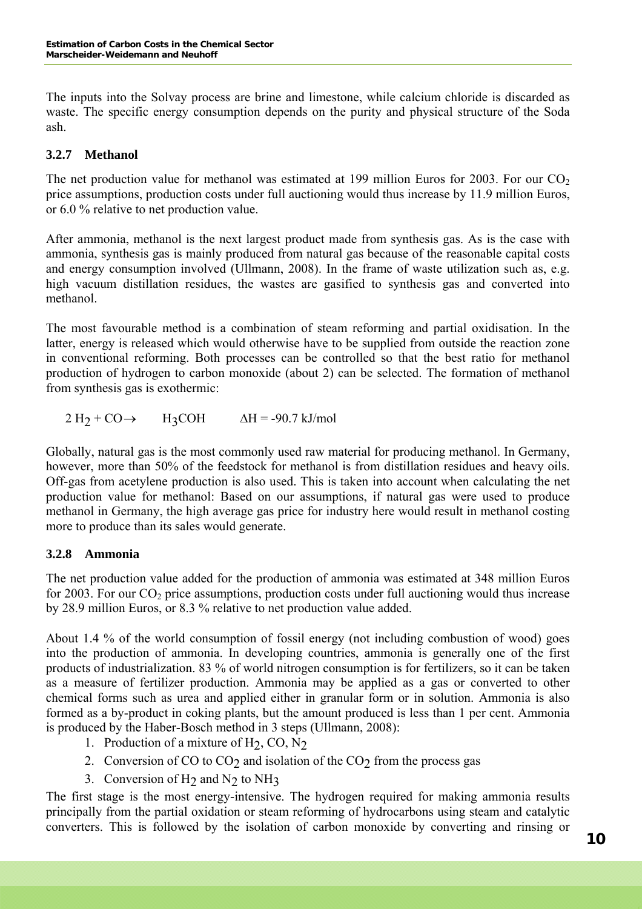The inputs into the Solvay process are brine and limestone, while calcium chloride is discarded as waste. The specific energy consumption depends on the purity and physical structure of the Soda ash.

### 3.2.7 Methanol

The net production value for methanol was estimated at 199 million Euros for 2003. For our $CO_2$ price assumptions, production costs under full auctioning would thus increase by 11.9 million Euros, or 6.0 % relative to net production value.

After ammonia, methanol is the next largest product made from synthesis gas. As is the case with ammonia, synthesis gas is mainly produced from natural gas because of the reasonable capital costs and energy consumption involved (Ullmann, 2008). In the frame of waste utilization such as, e.g. high vacuum distillation residues, the wastes are gasified to synthesis gas and converted into methanol.

The most favourable method is a combination of steam reforming and partial oxidisation. In the latter, energy is released which would otherwise have to be supplied from outside the reaction zone in conventional reforming. Both processes can be controlled so that the best ratio for methanol production of hydrogen to carbon monoxide (about 2) can be selected. The formation of methanol from synthesis gas is exothermic:

$$2\ H_2 + CO \rightarrow \quad H_3COH \qquad \Delta H = -90.7\ \text{kJ/mol}$$

Globally, natural gas is the most commonly used raw material for producing methanol. In Germany, however, more than 50% of the feedstock for methanol is from distillation residues and heavy oils. Off-gas from acetylene production is also used. This is taken into account when calculating the net production value for methanol: Based on our assumptions, if natural gas were used to produce methanol in Germany, the high average gas price for industry here would result in methanol costing more to produce than its sales would generate.

### 3.2.8 Ammonia

The net production value added for the production of ammonia was estimated at 348 million Euros for 2003. For our $CO_2$ price assumptions, production costs under full auctioning would thus increase by 28.9 million Euros, or 8.3 % relative to net production value added.

About 1.4 % of the world consumption of fossil energy (not including combustion of wood) goes into the production of ammonia. In developing countries, ammonia is generally one of the first products of industrialization. 83 % of world nitrogen consumption is for fertilizers, so it can be taken as a measure of fertilizer production. Ammonia may be applied as a gas or converted to other chemical forms such as urea and applied either in granular form or in solution. Ammonia is also formed as a by-product in coking plants, but the amount produced is less than 1 per cent. Ammonia is produced by the Haber-Bosch method in 3 steps (Ullmann, 2008):

1. Production of a mixture of $H_2$, $CO$, $N_2$
2. Conversion of $CO$ to $CO_2$ and isolation of the $CO_2$ from the process gas
3. Conversion of $H_2$ and $N_2$ to $NH_3$

The first stage is the most energy-intensive. The hydrogen required for making ammonia results principally from the partial oxidation or steam reforming of hydrocarbons using steam and catalytic converters. This is followed by the isolation of carbon monoxide by converting and rinsing or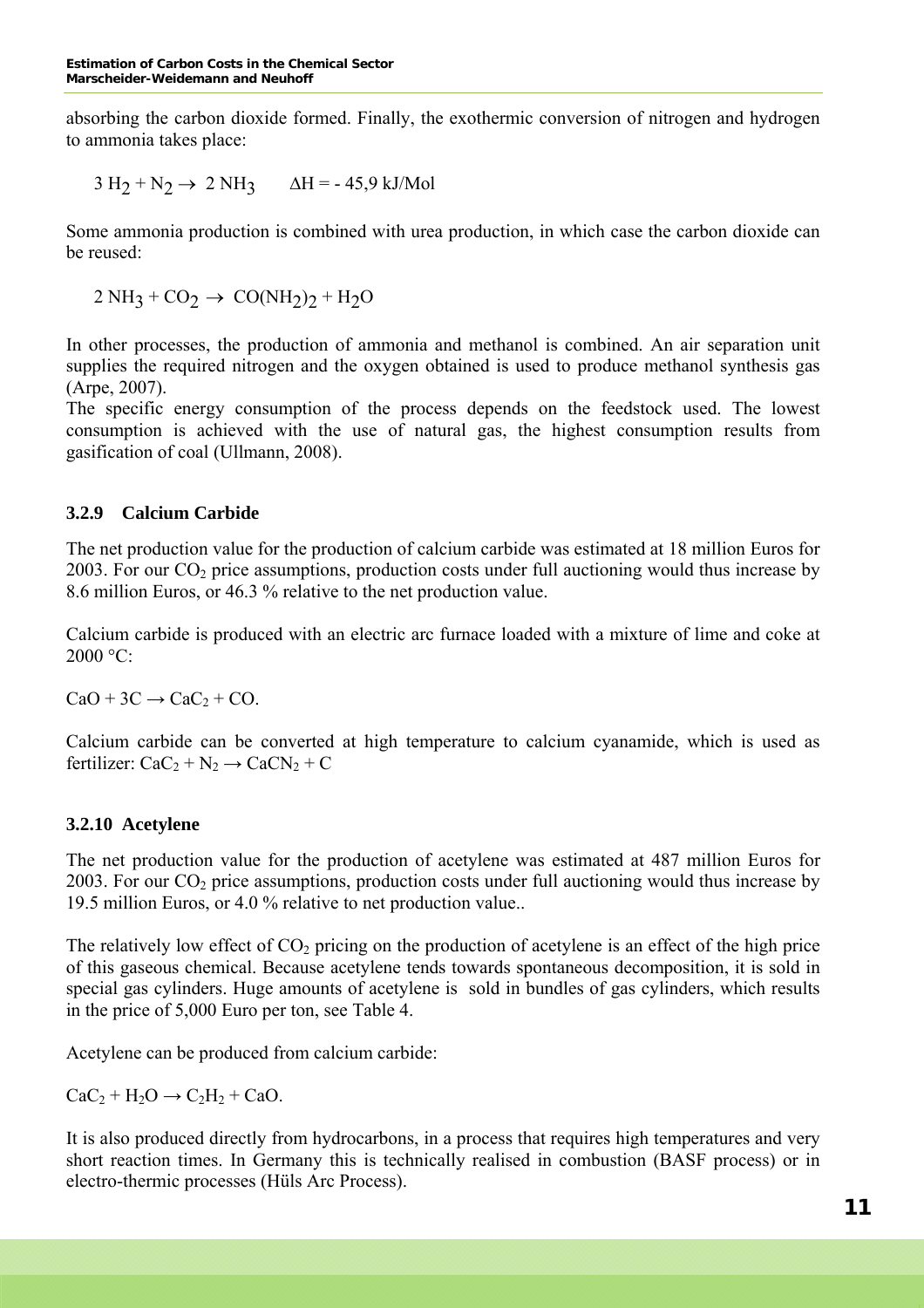absorbing the carbon dioxide formed. Finally, the exothermic conversion of nitrogen and hydrogen to ammonia takes place:

$$3\ H_2 + N_2 \rightarrow 2\ NH_3 \qquad \Delta H = -\ 45{,}9\ kJ/Mol$$

Some ammonia production is combined with urea production, in which case the carbon dioxide can be reused:

$$2\ NH_3 + CO_2 \rightarrow CO(NH_2)_2 + H_2O$$

In other processes, the production of ammonia and methanol is combined. An air separation unit supplies the required nitrogen and the oxygen obtained is used to produce methanol synthesis gas (Arpe, 2007).
The specific energy consumption of the process depends on the feedstock used. The lowest consumption is achieved with the use of natural gas, the highest consumption results from gasification of coal (Ullmann, 2008).

### 3.2.9 Calcium Carbide

The net production value for the production of calcium carbide was estimated at 18 million Euros for 2003. For our $CO_2$ price assumptions, production costs under full auctioning would thus increase by 8.6 million Euros, or 46.3 % relative to the net production value.

Calcium carbide is produced with an electric arc furnace loaded with a mixture of lime and coke at 2000 °C:

$$CaO + 3C \rightarrow CaC_2 + CO.$$

Calcium carbide can be converted at high temperature to calcium cyanamide, which is used as fertilizer: $CaC_2 + N_2 \rightarrow CaCN_2 + C$

### 3.2.10 Acetylene

The net production value for the production of acetylene was estimated at 487 million Euros for 2003. For our $CO_2$ price assumptions, production costs under full auctioning would thus increase by 19.5 million Euros, or 4.0 % relative to net production value..

The relatively low effect of $CO_2$ pricing on the production of acetylene is an effect of the high price of this gaseous chemical. Because acetylene tends towards spontaneous decomposition, it is sold in special gas cylinders. Huge amounts of acetylene is sold in bundles of gas cylinders, which results in the price of 5,000 Euro per ton, see Table 4.

Acetylene can be produced from calcium carbide:

$$CaC_2 + H_2O \rightarrow C_2H_2 + CaO.$$

It is also produced directly from hydrocarbons, in a process that requires high temperatures and very short reaction times. In Germany this is technically realised in combustion (BASF process) or in electro-thermic processes (Hüls Arc Process).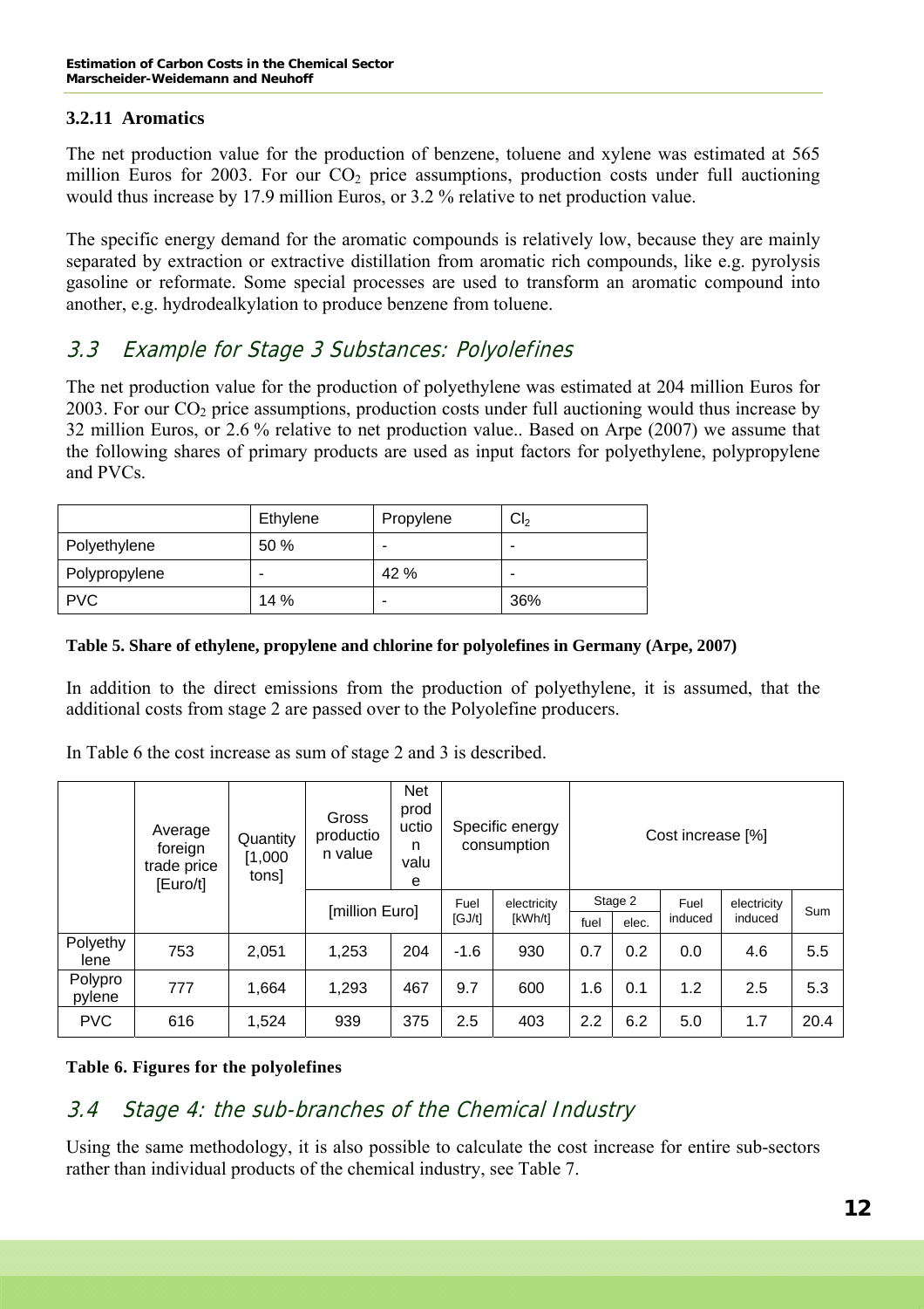### 3.2.11 Aromatics

The net production value for the production of benzene, toluene and xylene was estimated at 565 million Euros for 2003. For our $CO_2$ price assumptions, production costs under full auctioning would thus increase by 17.9 million Euros, or 3.2 % relative to net production value.

The specific energy demand for the aromatic compounds is relatively low, because they are mainly separated by extraction or extractive distillation from aromatic rich compounds, like e.g. pyrolysis gasoline or reformate. Some special processes are used to transform an aromatic compound into another, e.g. hydrodealkylation to produce benzene from toluene.

## 3.3 Example for Stage 3 Substances: Polyolefines

The net production value for the production of polyethylene was estimated at 204 million Euros for 2003. For our $CO_2$ price assumptions, production costs under full auctioning would thus increase by 32 million Euros, or 2.6 % relative to net production value.. Based on Arpe (2007) we assume that the following shares of primary products are used as input factors for polyethylene, polypropylene and PVCs.

| | Ethylene | Propylene | $Cl_2$ |
|---|---|---|---|
| Polyethylene | 50 % | - | - |
| Polypropylene | - | 42 % | - |
| PVC | 14 % | - | 36% |

**Table 5. Share of ethylene, propylene and chlorine for polyolefines in Germany (Arpe, 2007)**

In addition to the direct emissions from the production of polyethylene, it is assumed, that the additional costs from stage 2 are passed over to the Polyolefine producers.

In Table 6 the cost increase as sum of stage 2 and 3 is described.

| | Average foreign trade price [Euro/t] | Quantity [1,000 tons] | Gross production value | Net production value | Specific energy consumption | | Cost increase [%] | | | | |
|---|---|---|---|---|---|---|---|---|---|---|---|
| | | | [million Euro] | | Fuel [GJ/t] | electricity [kWh/t] | Stage 2 fuel | Stage 2 elec. | Fuel induced | electricity induced | Sum |
| Polyethylene | 753 | 2,051 | 1,253 | 204 | -1.6 | 930 | 0.7 | 0.2 | 0.0 | 4.6 | 5.5 |
| Polypropylene | 777 | 1,664 | 1,293 | 467 | 9.7 | 600 | 1.6 | 0.1 | 1.2 | 2.5 | 5.3 |
| PVC | 616 | 1,524 | 939 | 375 | 2.5 | 403 | 2.2 | 6.2 | 5.0 | 1.7 | 20.4 |

**Table 6. Figures for the polyolefines**

## 3.4 Stage 4: the sub-branches of the Chemical Industry

Using the same methodology, it is also possible to calculate the cost increase for entire sub-sectors rather than individual products of the chemical industry, see Table 7.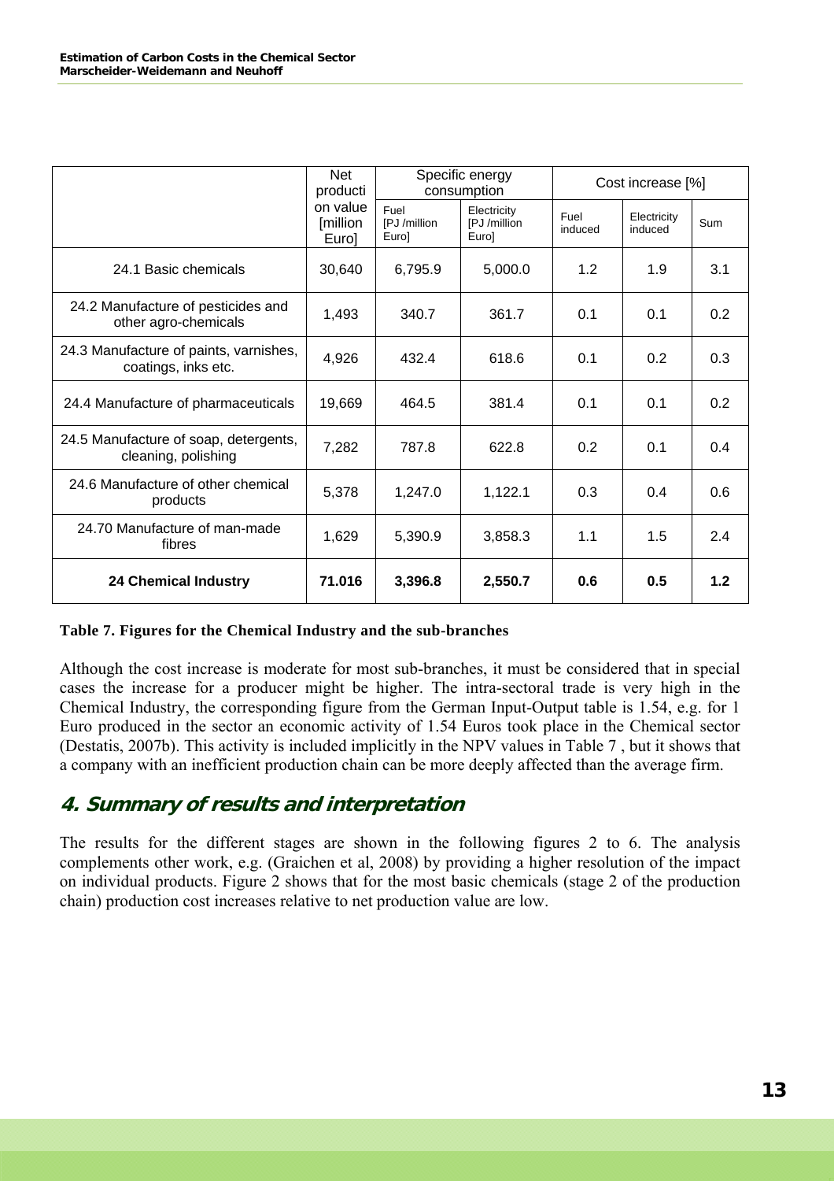| | Net production value [million Euro] | Specific energy consumption | | Cost increase [%] | | |
|---|---|---|---|---|---|---|
| | | Fuel [PJ /million Euro] | Electricity [PJ /million Euro] | Fuel induced | Electricity induced | Sum |
| 24.1 Basic chemicals | 30,640 | 6,795.9 | 5,000.0 | 1.2 | 1.9 | 3.1 |
| 24.2 Manufacture of pesticides and other agro-chemicals | 1,493 | 340.7 | 361.7 | 0.1 | 0.1 | 0.2 |
| 24.3 Manufacture of paints, varnishes, coatings, inks etc. | 4,926 | 432.4 | 618.6 | 0.1 | 0.2 | 0.3 |
| 24.4 Manufacture of pharmaceuticals | 19,669 | 464.5 | 381.4 | 0.1 | 0.1 | 0.2 |
| 24.5 Manufacture of soap, detergents, cleaning, polishing | 7,282 | 787.8 | 622.8 | 0.2 | 0.1 | 0.4 |
| 24.6 Manufacture of other chemical products | 5,378 | 1,247.0 | 1,122.1 | 0.3 | 0.4 | 0.6 |
| 24.70 Manufacture of man-made fibres | 1,629 | 5,390.9 | 3,858.3 | 1.1 | 1.5 | 2.4 |
| **24 Chemical Industry** | **71.016** | **3,396.8** | **2,550.7** | **0.6** | **0.5** | **1.2** |

**Table 7. Figures for the Chemical Industry and the sub-branches**

Although the cost increase is moderate for most sub-branches, it must be considered that in special cases the increase for a producer might be higher. The intra-sectoral trade is very high in the Chemical Industry, the corresponding figure from the German Input-Output table is 1.54, e.g. for 1 Euro produced in the sector an economic activity of 1.54 Euros took place in the Chemical sector (Destatis, 2007b). This activity is included implicitly in the NPV values in Table 7 , but it shows that a company with an inefficient production chain can be more deeply affected than the average firm.

## 4. Summary of results and interpretation

The results for the different stages are shown in the following figures 2 to 6. The analysis complements other work, e.g. (Graichen et al, 2008) by providing a higher resolution of the impact on individual products. Figure 2 shows that for the most basic chemicals (stage 2 of the production chain) production cost increases relative to net production value are low.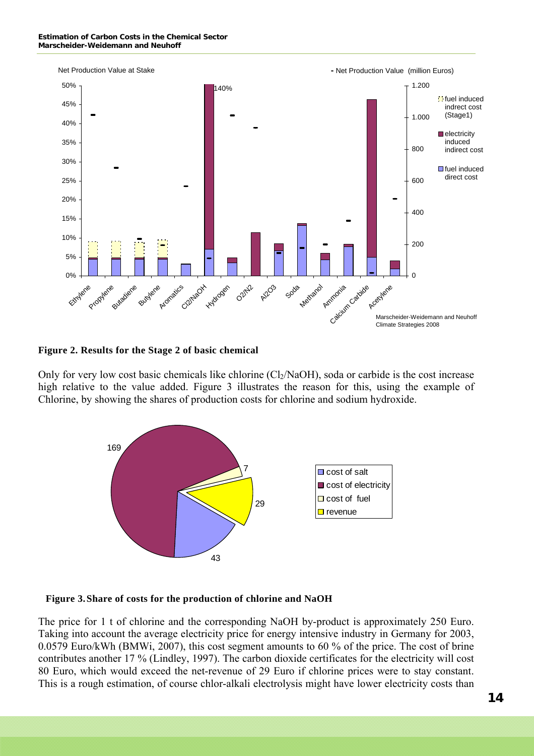**Figure 2. Results for the Stage 2 of basic chemical**

Only for very low cost basic chemicals like chlorine ($Cl_2$/NaOH), soda or carbide is the cost increase high relative to the value added. Figure 3 illustrates the reason for this, using the example of Chlorine, by showing the shares of production costs for chlorine and sodium hydroxide.

**Figure 3. Share of costs for the production of chlorine and NaOH**

The price for 1 t of chlorine and the corresponding NaOH by-product is approximately 250 Euro. Taking into account the average electricity price for energy intensive industry in Germany for 2003, 0.0579 Euro/kWh (BMWi, 2007), this cost segment amounts to 60 % of the price. The cost of brine contributes another 17 % (Lindley, 1997). The carbon dioxide certificates for the electricity will cost 80 Euro, which would exceed the net-revenue of 29 Euro if chlorine prices were to stay constant. This is a rough estimation, of course chlor-alkali electrolysis might have lower electricity costs than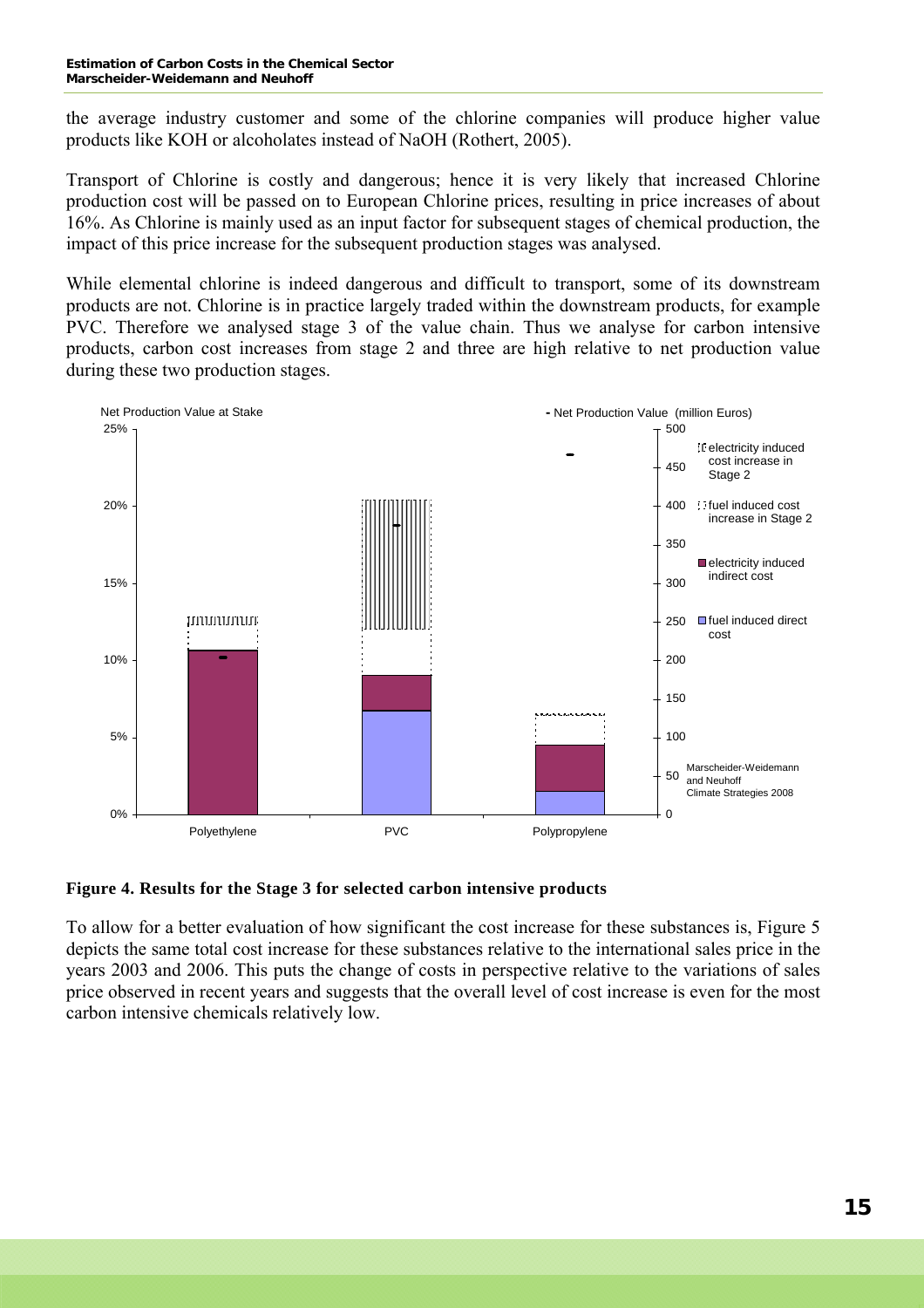the average industry customer and some of the chlorine companies will produce higher value products like KOH or alcoholates instead of NaOH (Rothert, 2005).

Transport of Chlorine is costly and dangerous; hence it is very likely that increased Chlorine production cost will be passed on to European Chlorine prices, resulting in price increases of about 16%. As Chlorine is mainly used as an input factor for subsequent stages of chemical production, the impact of this price increase for the subsequent production stages was analysed.

While elemental chlorine is indeed dangerous and difficult to transport, some of its downstream products are not. Chlorine is in practice largely traded within the downstream products, for example PVC. Therefore we analysed stage 3 of the value chain. Thus we analyse for carbon intensive products, carbon cost increases from stage 2 and three are high relative to net production value during these two production stages.

**Figure 4. Results for the Stage 3 for selected carbon intensive products**

To allow for a better evaluation of how significant the cost increase for these substances is, Figure 5 depicts the same total cost increase for these substances relative to the international sales price in the years 2003 and 2006. This puts the change of costs in perspective relative to the variations of sales price observed in recent years and suggests that the overall level of cost increase is even for the most carbon intensive chemicals relatively low.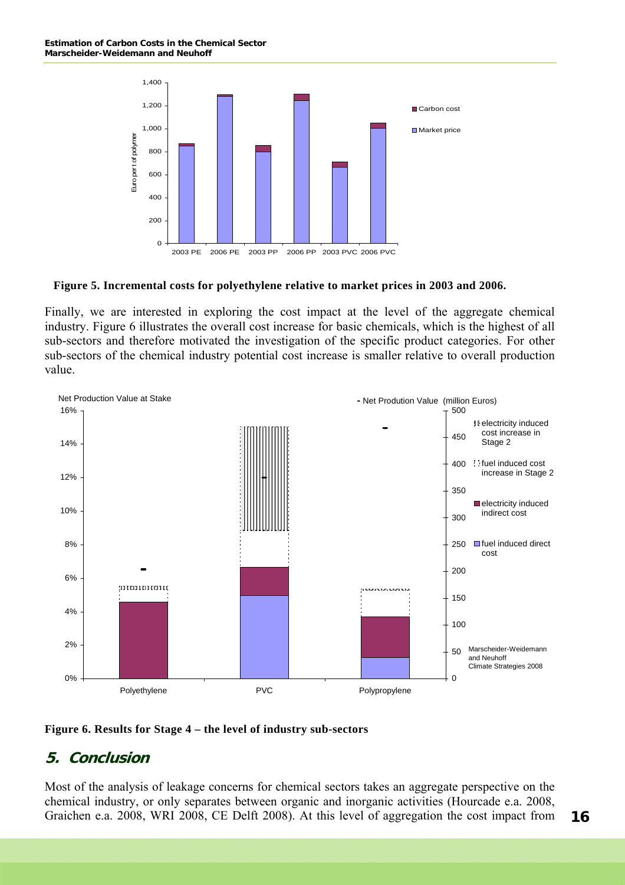**Figure 5. Incremental costs for polyethylene relative to market prices in 2003 and 2006.**

Finally, we are interested in exploring the cost impact at the level of the aggregate chemical industry. Figure 6 illustrates the overall cost increase for basic chemicals, which is the highest of all sub-sectors and therefore motivated the investigation of the specific product categories. For other sub-sectors of the chemical industry potential cost increase is smaller relative to overall production value.

**Figure 6. Results for Stage 4 – the level of industry sub-sectors**

## 5. Conclusion

Most of the analysis of leakage concerns for chemical sectors takes an aggregate perspective on the chemical industry, or only separates between organic and inorganic activities (Hourcade e.a. 2008, Graichen e.a. 2008, WRI 2008, CE Delft 2008). At this level of aggregation the cost impact from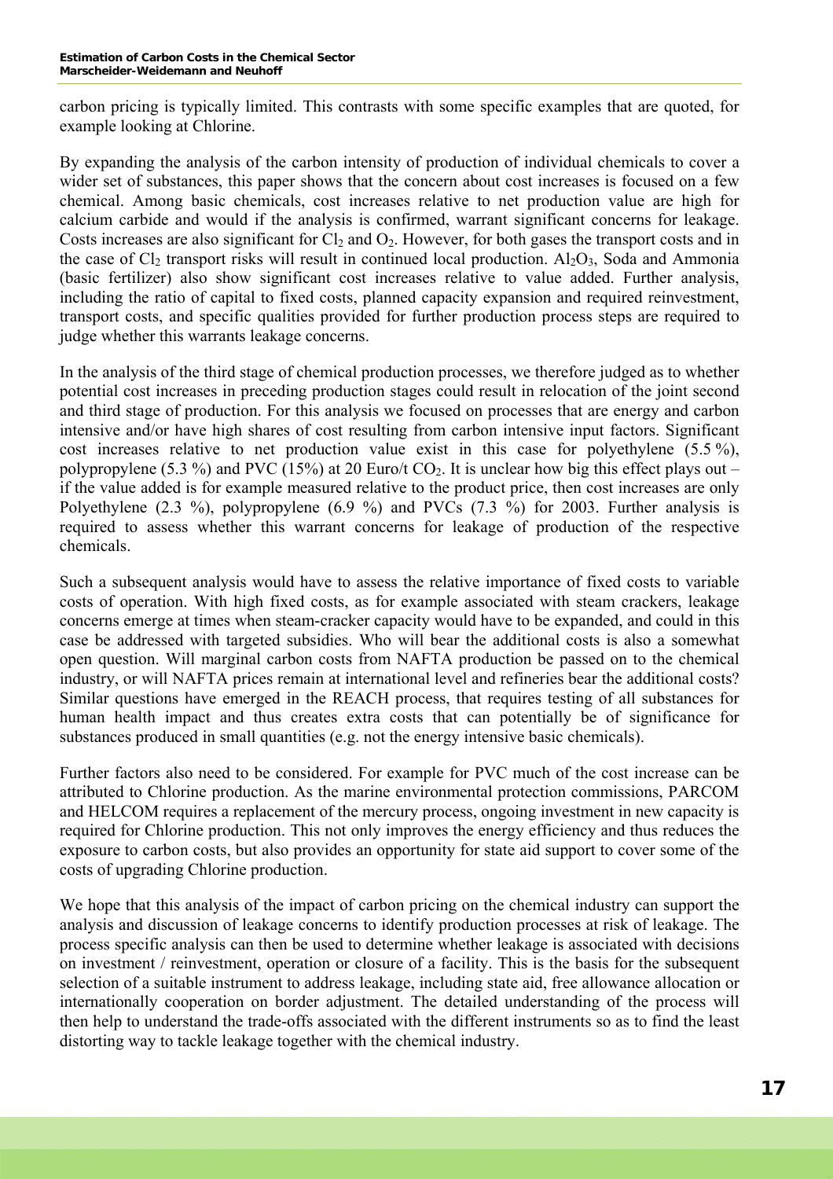carbon pricing is typically limited. This contrasts with some specific examples that are quoted, for example looking at Chlorine.

By expanding the analysis of the carbon intensity of production of individual chemicals to cover a wider set of substances, this paper shows that the concern about cost increases is focused on a few chemical. Among basic chemicals, cost increases relative to net production value are high for calcium carbide and would if the analysis is confirmed, warrant significant concerns for leakage. Costs increases are also significant for $Cl_2$ and $O_2$. However, for both gases the transport costs and in the case of $Cl_2$ transport risks will result in continued local production. $Al_2O_3$, Soda and Ammonia (basic fertilizer) also show significant cost increases relative to value added. Further analysis, including the ratio of capital to fixed costs, planned capacity expansion and required reinvestment, transport costs, and specific qualities provided for further production process steps are required to judge whether this warrants leakage concerns.

In the analysis of the third stage of chemical production processes, we therefore judged as to whether potential cost increases in preceding production stages could result in relocation of the joint second and third stage of production. For this analysis we focused on processes that are energy and carbon intensive and/or have high shares of cost resulting from carbon intensive input factors. Significant cost increases relative to net production value exist in this case for polyethylene (5.5 %), polypropylene (5.3 %) and PVC (15%) at 20 Euro/t $CO_2$. It is unclear how big this effect plays out – if the value added is for example measured relative to the product price, then cost increases are only Polyethylene (2.3 %), polypropylene (6.9 %) and PVCs (7.3 %) for 2003. Further analysis is required to assess whether this warrant concerns for leakage of production of the respective chemicals.

Such a subsequent analysis would have to assess the relative importance of fixed costs to variable costs of operation. With high fixed costs, as for example associated with steam crackers, leakage concerns emerge at times when steam-cracker capacity would have to be expanded, and could in this case be addressed with targeted subsidies. Who will bear the additional costs is also a somewhat open question. Will marginal carbon costs from NAFTA production be passed on to the chemical industry, or will NAFTA prices remain at international level and refineries bear the additional costs? Similar questions have emerged in the REACH process, that requires testing of all substances for human health impact and thus creates extra costs that can potentially be of significance for substances produced in small quantities (e.g. not the energy intensive basic chemicals).

Further factors also need to be considered. For example for PVC much of the cost increase can be attributed to Chlorine production. As the marine environmental protection commissions, PARCOM and HELCOM requires a replacement of the mercury process, ongoing investment in new capacity is required for Chlorine production. This not only improves the energy efficiency and thus reduces the exposure to carbon costs, but also provides an opportunity for state aid support to cover some of the costs of upgrading Chlorine production.

We hope that this analysis of the impact of carbon pricing on the chemical industry can support the analysis and discussion of leakage concerns to identify production processes at risk of leakage. The process specific analysis can then be used to determine whether leakage is associated with decisions on investment / reinvestment, operation or closure of a facility. This is the basis for the subsequent selection of a suitable instrument to address leakage, including state aid, free allowance allocation or internationally cooperation on border adjustment. The detailed understanding of the process will then help to understand the trade-offs associated with the different instruments so as to find the least distorting way to tackle leakage together with the chemical industry.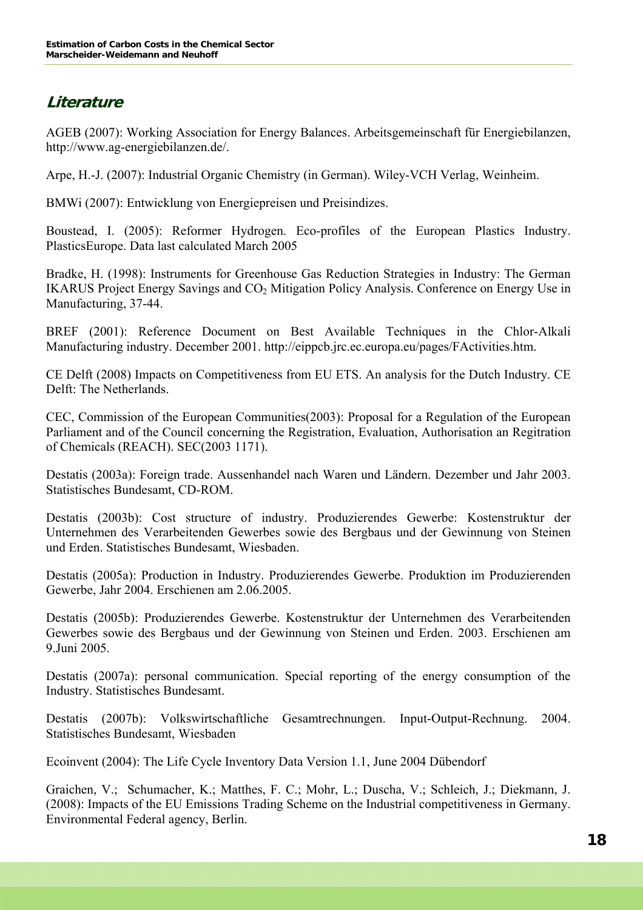## Literature

AGEB (2007): Working Association for Energy Balances. Arbeitsgemeinschaft für Energiebilanzen, http://www.ag-energiebilanzen.de/.

Arpe, H.-J. (2007): Industrial Organic Chemistry (in German). Wiley-VCH Verlag, Weinheim.

BMWi (2007): Entwicklung von Energiepreisen und Preisindizes.

Boustead, I. (2005): Reformer Hydrogen. Eco-profiles of the European Plastics Industry. PlasticsEurope. Data last calculated March 2005

Bradke, H. (1998): Instruments for Greenhouse Gas Reduction Strategies in Industry: The German IKARUS Project Energy Savings and $CO_2$ Mitigation Policy Analysis. Conference on Energy Use in Manufacturing, 37-44.

BREF (2001): Reference Document on Best Available Techniques in the Chlor-Alkali Manufacturing industry. December 2001. http://eippcb.jrc.ec.europa.eu/pages/FActivities.htm.

CE Delft (2008) Impacts on Competitiveness from EU ETS. An analysis for the Dutch Industry. CE Delft: The Netherlands.

CEC, Commission of the European Communities(2003): Proposal for a Regulation of the European Parliament and of the Council concerning the Registration, Evaluation, Authorisation an Regitration of Chemicals (REACH). SEC(2003 1171).

Destatis (2003a): Foreign trade. Aussenhandel nach Waren und Ländern. Dezember und Jahr 2003. Statistisches Bundesamt, CD-ROM.

Destatis (2003b): Cost structure of industry. Produzierendes Gewerbe: Kostenstruktur der Unternehmen des Verarbeitenden Gewerbes sowie des Bergbaus und der Gewinnung von Steinen und Erden. Statistisches Bundesamt, Wiesbaden.

Destatis (2005a): Production in Industry. Produzierendes Gewerbe. Produktion im Produzierenden Gewerbe, Jahr 2004. Erschienen am 2.06.2005.

Destatis (2005b): Produzierendes Gewerbe. Kostenstruktur der Unternehmen des Verarbeitenden Gewerbes sowie des Bergbaus und der Gewinnung von Steinen und Erden. 2003. Erschienen am 9.Juni 2005.

Destatis (2007a): personal communication. Special reporting of the energy consumption of the Industry. Statistisches Bundesamt.

Destatis (2007b): Volkswirtschaftliche Gesamtrechnungen. Input-Output-Rechnung. 2004. Statistisches Bundesamt, Wiesbaden

Ecoinvent (2004): The Life Cycle Inventory Data Version 1.1, June 2004 Dübendorf

Graichen, V.; Schumacher, K.; Matthes, F. C.; Mohr, L.; Duscha, V.; Schleich, J.; Diekmann, J. (2008): Impacts of the EU Emissions Trading Scheme on the Industrial competitiveness in Germany. Environmental Federal agency, Berlin.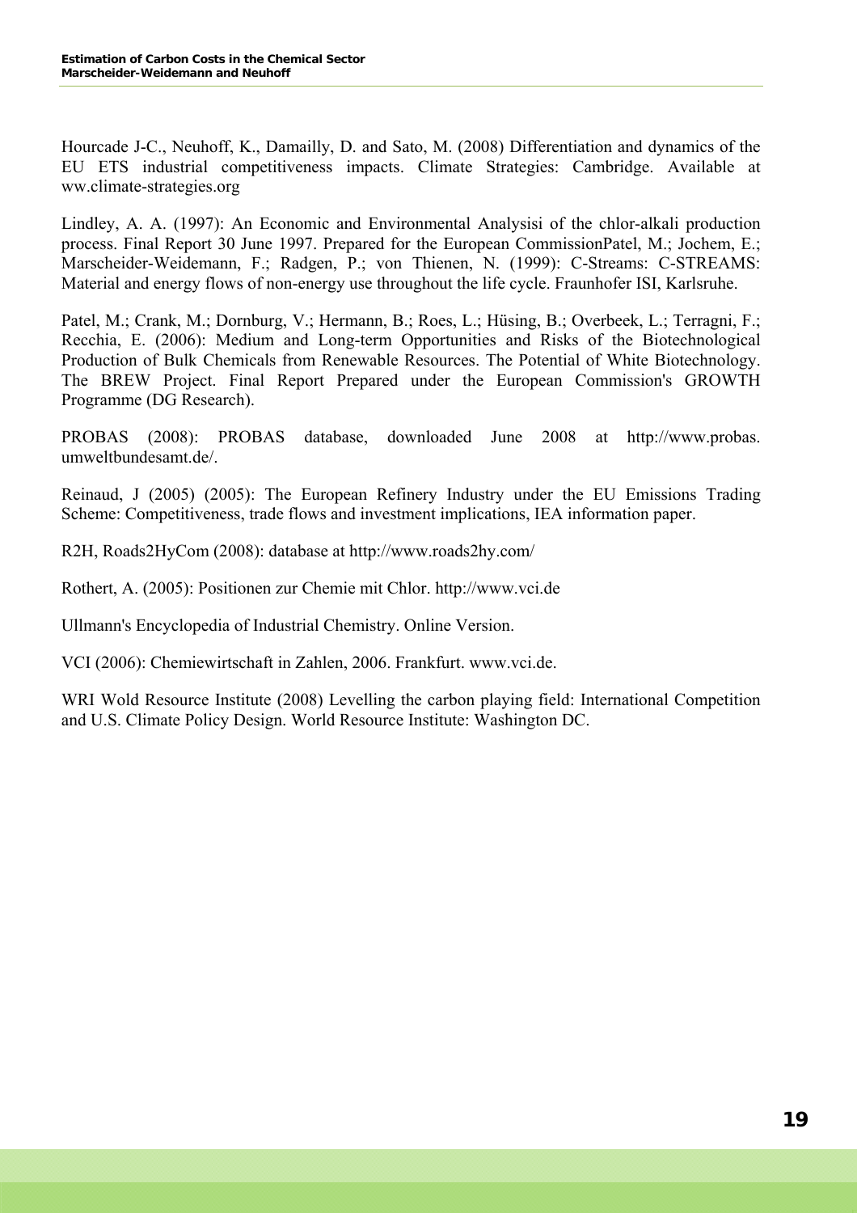Hourcade J-C., Neuhoff, K., Damailly, D. and Sato, M. (2008) Differentiation and dynamics of the EU ETS industrial competitiveness impacts. Climate Strategies: Cambridge. Available at ww.climate-strategies.org

Lindley, A. A. (1997): An Economic and Environmental Analysisi of the chlor-alkali production process. Final Report 30 June 1997. Prepared for the European CommissionPatel, M.; Jochem, E.; Marscheider-Weidemann, F.; Radgen, P.; von Thienen, N. (1999): C-Streams: C-STREAMS: Material and energy flows of non-energy use throughout the life cycle. Fraunhofer ISI, Karlsruhe.

Patel, M.; Crank, M.; Dornburg, V.; Hermann, B.; Roes, L.; Hüsing, B.; Overbeek, L.; Terragni, F.; Recchia, E. (2006): Medium and Long-term Opportunities and Risks of the Biotechnological Production of Bulk Chemicals from Renewable Resources. The Potential of White Biotechnology. The BREW Project. Final Report Prepared under the European Commission's GROWTH Programme (DG Research).

PROBAS (2008): PROBAS database, downloaded June 2008 at http://www.probas.umweltbundesamt.de/.

Reinaud, J (2005) (2005): The European Refinery Industry under the EU Emissions Trading Scheme: Competitiveness, trade flows and investment implications, IEA information paper.

R2H, Roads2HyCom (2008): database at http://www.roads2hy.com/

Rothert, A. (2005): Positionen zur Chemie mit Chlor. http://www.vci.de

Ullmann's Encyclopedia of Industrial Chemistry. Online Version.

VCI (2006): Chemiewirtschaft in Zahlen, 2006. Frankfurt. www.vci.de.

WRI Wold Resource Institute (2008) Levelling the carbon playing field: International Competition and U.S. Climate Policy Design. World Resource Institute: Washington DC.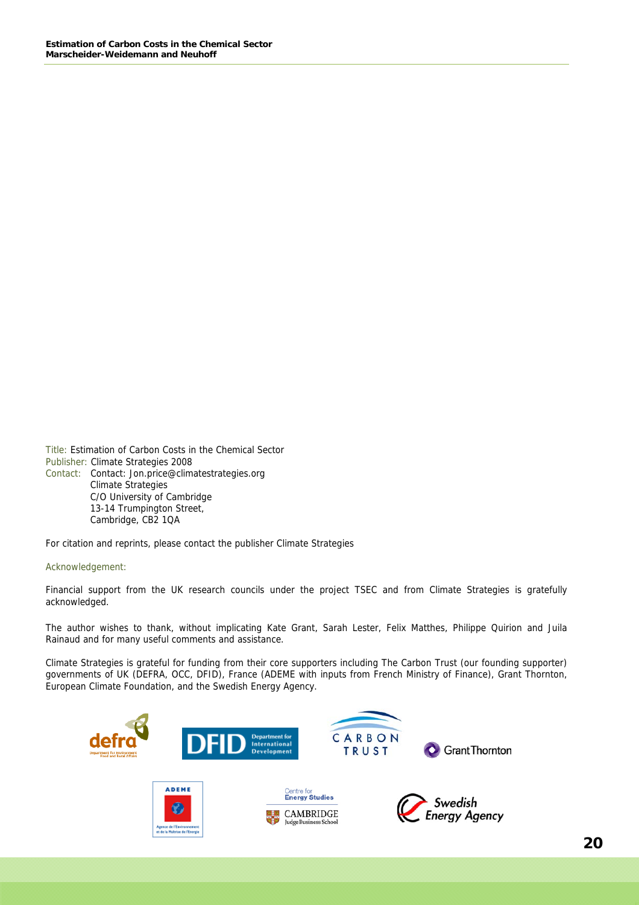Title: Estimation of Carbon Costs in the Chemical Sector
Publisher: Climate Strategies 2008
Contact: Contact: Jon.price@climatestrategies.org
Climate Strategies
C/O University of Cambridge
13-14 Trumpington Street,
Cambridge, CB2 1QA

For citation and reprints, please contact the publisher Climate Strategies

Acknowledgement:

Financial support from the UK research councils under the project TSEC and from Climate Strategies is gratefully acknowledged.

The author wishes to thank, without implicating Kate Grant, Sarah Lester, Felix Matthes, Philippe Quirion and Juila Rainaud and for many useful comments and assistance.

Climate Strategies is grateful for funding from their core supporters including The Carbon Trust (our founding supporter) governments of UK (DEFRA, OCC, DFID), France (ADEME with inputs from French Ministry of Finance), Grant Thornton, European Climate Foundation, and the Swedish Energy Agency.